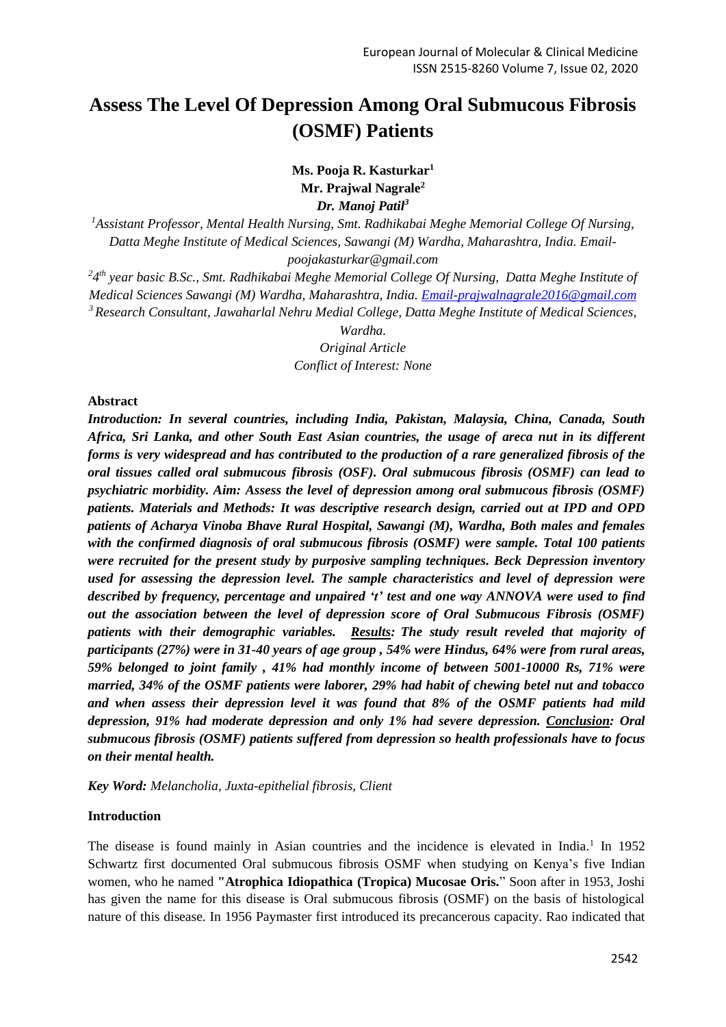# Assess The Level Of Depression Among Oral Submucous Fibrosis (OSMF) Patients

**Ms. Pooja R. Kasturkar[1]**
**Mr. Prajwal Nagrale[2]**
***Dr. Manoj Patil[3]***

*[1]Assistant Professor, Mental Health Nursing, Smt. Radhikabai Meghe Memorial College Of Nursing, Datta Meghe Institute of Medical Sciences, Sawangi (M) Wardha, Maharashtra, India. Email-poojakasturkar@gmail.com*

*[2]4th year basic B.Sc., Smt. Radhikabai Meghe Memorial College Of Nursing, Datta Meghe Institute of Medical Sciences Sawangi (M) Wardha, Maharashtra, India. Email-prajwalnagrale2016@gmail.com*

*[3]Research Consultant, Jawaharlal Nehru Medial College, Datta Meghe Institute of Medical Sciences, Wardha.*

*Original Article*

*Conflict of Interest: None*

**Abstract**

***Introduction: In several countries, including India, Pakistan, Malaysia, China, Canada, South Africa, Sri Lanka, and other South East Asian countries, the usage of areca nut in its different forms is very widespread and has contributed to the production of a rare generalized fibrosis of the oral tissues called oral submucous fibrosis (OSF). Oral submucous fibrosis (OSMF) can lead to psychiatric morbidity. Aim: Assess the level of depression among oral submucous fibrosis (OSMF) patients. Materials and Methods: It was descriptive research design, carried out at IPD and OPD patients of Acharya Vinoba Bhave Rural Hospital, Sawangi (M), Wardha, Both males and females with the confirmed diagnosis of oral submucous fibrosis (OSMF) were sample. Total 100 patients were recruited for the present study by purposive sampling techniques. Beck Depression inventory used for assessing the depression level. The sample characteristics and level of depression were described by frequency, percentage and unpaired 't' test and one way ANNOVA were used to find out the association between the level of depression score of Oral Submucous Fibrosis (OSMF) patients with their demographic variables. Results: The study result reveled that majority of participants (27%) were in 31-40 years of age group , 54% were Hindus, 64% were from rural areas, 59% belonged to joint family , 41% had monthly income of between 5001-10000 Rs, 71% were married, 34% of the OSMF patients were laborer, 29% had habit of chewing betel nut and tobacco and when assess their depression level it was found that 8% of the OSMF patients had mild depression, 91% had moderate depression and only 1% had severe depression. Conclusion: Oral submucous fibrosis (OSMF) patients suffered from depression so health professionals have to focus on their mental health.***

***Key Word:** Melancholia, Juxta-epithelial fibrosis, Client*

**Introduction**

The disease is found mainly in Asian countries and the incidence is elevated in India.[1] In 1952 Schwartz first documented Oral submucous fibrosis OSMF when studying on Kenya's five Indian women, who he named **"Atrophica Idiopathica (Tropica) Mucosae Oris.**" Soon after in 1953, Joshi has given the name for this disease is Oral submucous fibrosis (OSMF) on the basis of histological nature of this disease. In 1956 Paymaster first introduced its precancerous capacity. Rao indicated that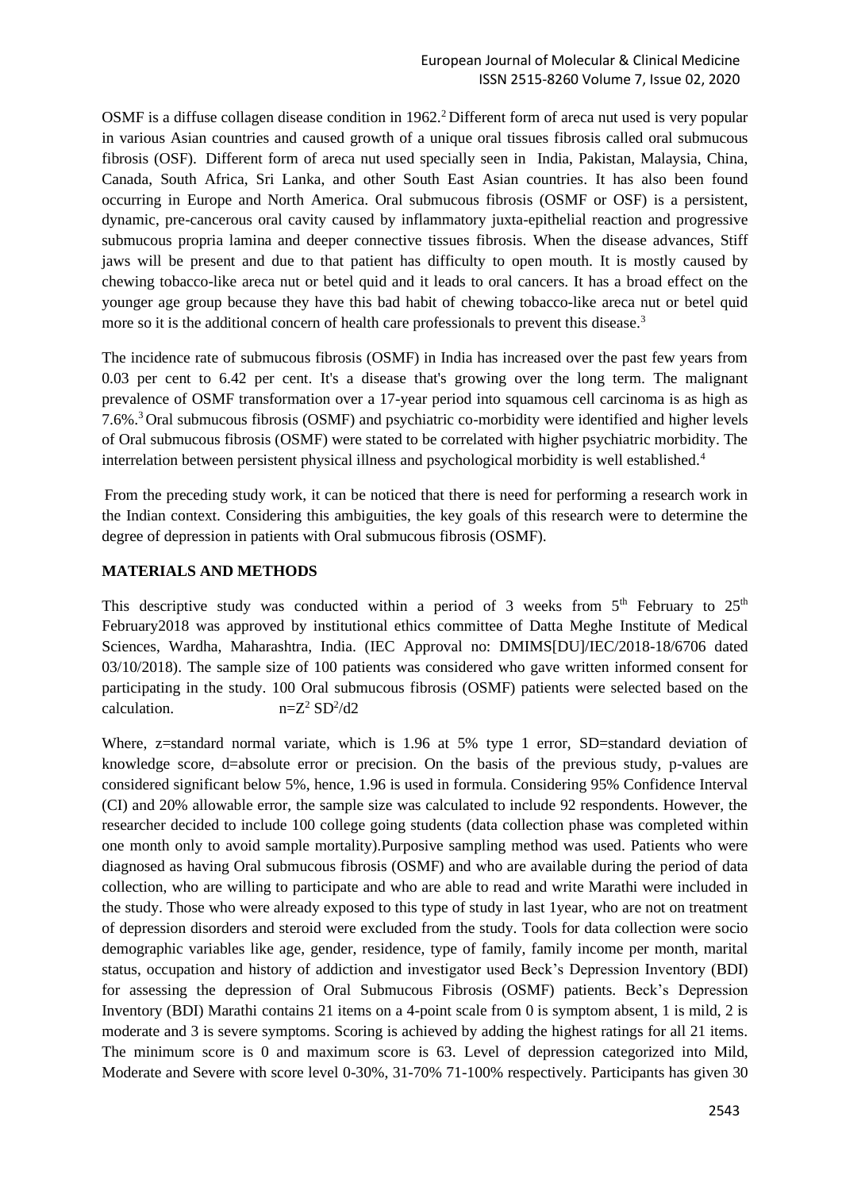OSMF is a diffuse collagen disease condition in 1962.[2] Different form of areca nut used is very popular in various Asian countries and caused growth of a unique oral tissues fibrosis called oral submucous fibrosis (OSF). Different form of areca nut used specially seen in India, Pakistan, Malaysia, China, Canada, South Africa, Sri Lanka, and other South East Asian countries. It has also been found occurring in Europe and North America. Oral submucous fibrosis (OSMF or OSF) is a persistent, dynamic, pre-cancerous oral cavity caused by inflammatory juxta-epithelial reaction and progressive submucous propria lamina and deeper connective tissues fibrosis. When the disease advances, Stiff jaws will be present and due to that patient has difficulty to open mouth. It is mostly caused by chewing tobacco-like areca nut or betel quid and it leads to oral cancers. It has a broad effect on the younger age group because they have this bad habit of chewing tobacco-like areca nut or betel quid more so it is the additional concern of health care professionals to prevent this disease.[3]

The incidence rate of submucous fibrosis (OSMF) in India has increased over the past few years from 0.03 per cent to 6.42 per cent. It's a disease that's growing over the long term. The malignant prevalence of OSMF transformation over a 17-year period into squamous cell carcinoma is as high as 7.6%.[3] Oral submucous fibrosis (OSMF) and psychiatric co-morbidity were identified and higher levels of Oral submucous fibrosis (OSMF) were stated to be correlated with higher psychiatric morbidity. The interrelation between persistent physical illness and psychological morbidity is well established.[4]

From the preceding study work, it can be noticed that there is need for performing a research work in the Indian context. Considering this ambiguities, the key goals of this research were to determine the degree of depression in patients with Oral submucous fibrosis (OSMF).

## MATERIALS AND METHODS

This descriptive study was conducted within a period of 3 weeks from 5th February to 25th February2018 was approved by institutional ethics committee of Datta Meghe Institute of Medical Sciences, Wardha, Maharashtra, India. (IEC Approval no: DMIMS[DU]/IEC/2018-18/6706 dated 03/10/2018). The sample size of 100 patients was considered who gave written informed consent for participating in the study. 100 Oral submucous fibrosis (OSMF) patients were selected based on the calculation. $n=Z^2\ SD^2/d2$

Where, z=standard normal variate, which is 1.96 at 5% type 1 error, SD=standard deviation of knowledge score, d=absolute error or precision. On the basis of the previous study, p-values are considered significant below 5%, hence, 1.96 is used in formula. Considering 95% Confidence Interval (CI) and 20% allowable error, the sample size was calculated to include 92 respondents. However, the researcher decided to include 100 college going students (data collection phase was completed within one month only to avoid sample mortality).Purposive sampling method was used. Patients who were diagnosed as having Oral submucous fibrosis (OSMF) and who are available during the period of data collection, who are willing to participate and who are able to read and write Marathi were included in the study. Those who were already exposed to this type of study in last 1year, who are not on treatment of depression disorders and steroid were excluded from the study. Tools for data collection were socio demographic variables like age, gender, residence, type of family, family income per month, marital status, occupation and history of addiction and investigator used Beck's Depression Inventory (BDI) for assessing the depression of Oral Submucous Fibrosis (OSMF) patients. Beck's Depression Inventory (BDI) Marathi contains 21 items on a 4-point scale from 0 is symptom absent, 1 is mild, 2 is moderate and 3 is severe symptoms. Scoring is achieved by adding the highest ratings for all 21 items. The minimum score is 0 and maximum score is 63. Level of depression categorized into Mild, Moderate and Severe with score level 0-30%, 31-70% 71-100% respectively. Participants has given 30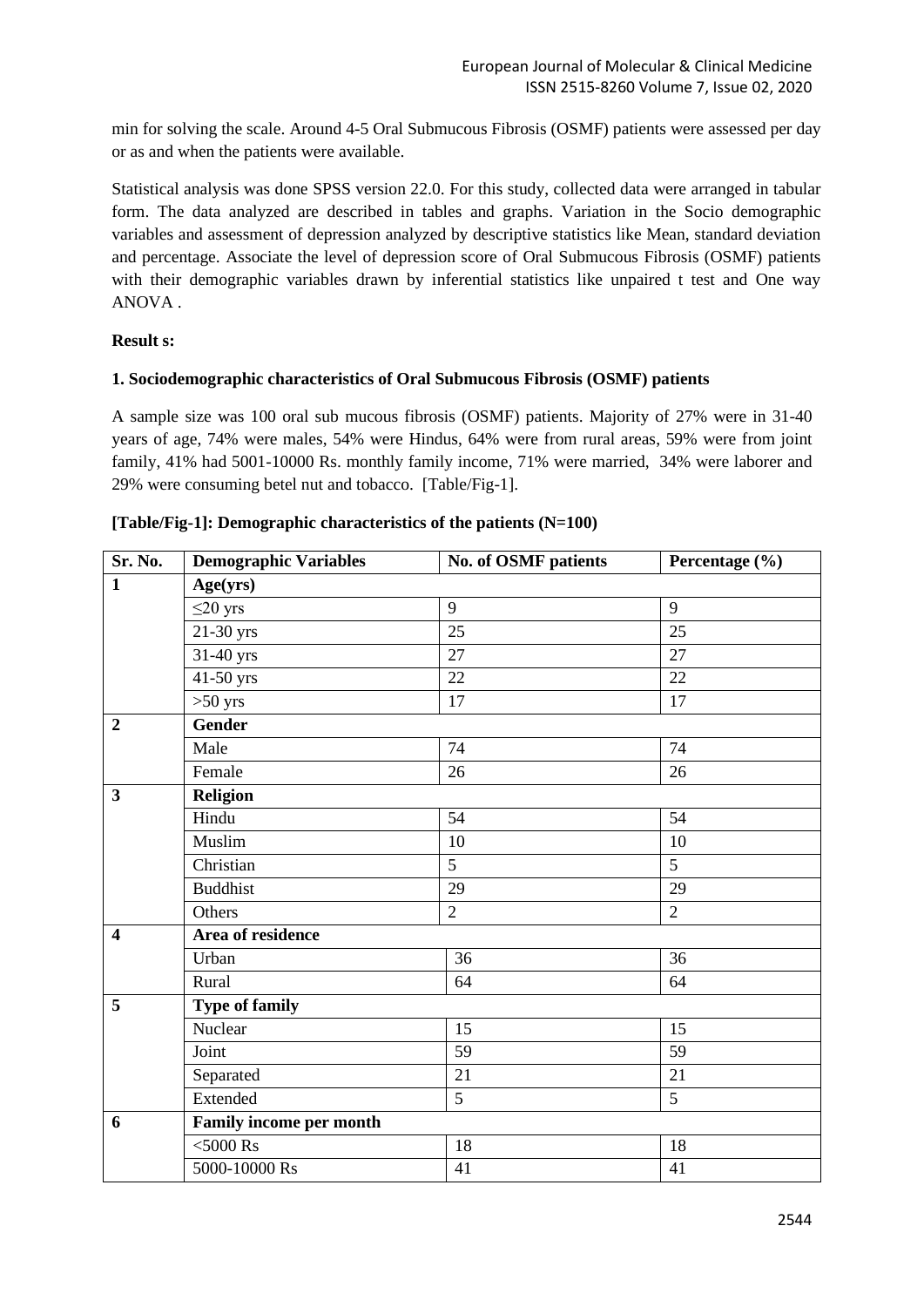min for solving the scale. Around 4-5 Oral Submucous Fibrosis (OSMF) patients were assessed per day or as and when the patients were available.

Statistical analysis was done SPSS version 22.0. For this study, collected data were arranged in tabular form. The data analyzed are described in tables and graphs. Variation in the Socio demographic variables and assessment of depression analyzed by descriptive statistics like Mean, standard deviation and percentage. Associate the level of depression score of Oral Submucous Fibrosis (OSMF) patients with their demographic variables drawn by inferential statistics like unpaired t test and One way ANOVA .

**Result s:**

**1. Sociodemographic characteristics of Oral Submucous Fibrosis (OSMF) patients**

A sample size was 100 oral sub mucous fibrosis (OSMF) patients. Majority of 27% were in 31-40 years of age, 74% were males, 54% were Hindus, 64% were from rural areas, 59% were from joint family, 41% had 5001-10000 Rs. monthly family income, 71% were married, 34% were laborer and 29% were consuming betel nut and tobacco. [Table/Fig-1].

**[Table/Fig-1]: Demographic characteristics of the patients (N=100)**

| Sr. No. | Demographic Variables | No. of OSMF patients | Percentage (%) |
|---|---|---|---|
| **1** | **Age(yrs)** | | |
| | ≤20 yrs | 9 | 9 |
| | 21-30 yrs | 25 | 25 |
| | 31-40 yrs | 27 | 27 |
| | 41-50 yrs | 22 | 22 |
| | >50 yrs | 17 | 17 |
| **2** | **Gender** | | |
| | Male | 74 | 74 |
| | Female | 26 | 26 |
| **3** | **Religion** | | |
| | Hindu | 54 | 54 |
| | Muslim | 10 | 10 |
| | Christian | 5 | 5 |
| | Buddhist | 29 | 29 |
| | Others | 2 | 2 |
| **4** | **Area of residence** | | |
| | Urban | 36 | 36 |
| | Rural | 64 | 64 |
| **5** | **Type of family** | | |
| | Nuclear | 15 | 15 |
| | Joint | 59 | 59 |
| | Separated | 21 | 21 |
| | Extended | 5 | 5 |
| **6** | **Family income per month** | | |
| | <5000 Rs | 18 | 18 |
| | 5000-10000 Rs | 41 | 41 |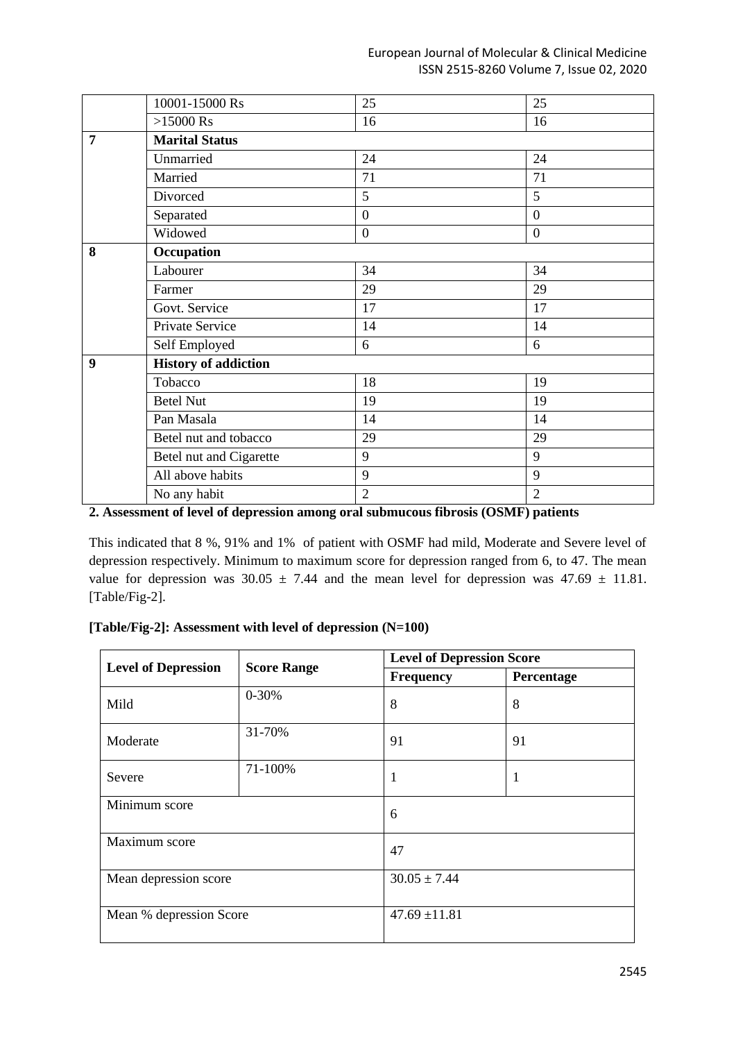|  | 10001-15000 Rs | 25 | 25 |
|---|---|---|---|
|  | >15000 Rs | 16 | 16 |
| **7** | **Marital Status** |  |  |
|  | Unmarried | 24 | 24 |
|  | Married | 71 | 71 |
|  | Divorced | 5 | 5 |
|  | Separated | 0 | 0 |
|  | Widowed | 0 | 0 |
| **8** | **Occupation** |  |  |
|  | Labourer | 34 | 34 |
|  | Farmer | 29 | 29 |
|  | Govt. Service | 17 | 17 |
|  | Private Service | 14 | 14 |
|  | Self Employed | 6 | 6 |
| **9** | **History of addiction** |  |  |
|  | Tobacco | 18 | 19 |
|  | Betel Nut | 19 | 19 |
|  | Pan Masala | 14 | 14 |
|  | Betel nut and tobacco | 29 | 29 |
|  | Betel nut and Cigarette | 9 | 9 |
|  | All above habits | 9 | 9 |
|  | No any habit | 2 | 2 |

**2. Assessment of level of depression among oral submucous fibrosis (OSMF) patients**

This indicated that 8 %, 91% and 1% of patient with OSMF had mild, Moderate and Severe level of depression respectively. Minimum to maximum score for depression ranged from 6, to 47. The mean value for depression was 30.05 ± 7.44 and the mean level for depression was 47.69 ± 11.81. [Table/Fig-2].

**[Table/Fig-2]: Assessment with level of depression (N=100)**

| Level of Depression | Score Range | Level of Depression Score |  |
|---|---|---|---|
|  |  | **Frequency** | **Percentage** |
| Mild | 0-30% | 8 | 8 |
| Moderate | 31-70% | 91 | 91 |
| Severe | 71-100% | 1 | 1 |
| Minimum score |  | 6 |  |
| Maximum score |  | 47 |  |
| Mean depression score |  | 30.05 ± 7.44 |  |
| Mean % depression Score |  | 47.69 ±11.81 |  |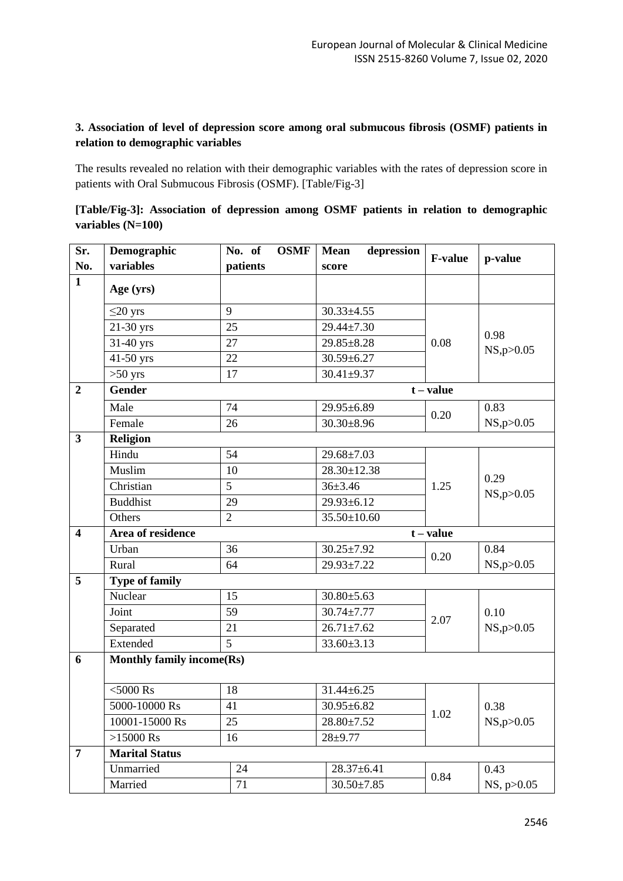### 3. Association of level of depression score among oral submucous fibrosis (OSMF) patients in relation to demographic variables

The results revealed no relation with their demographic variables with the rates of depression score in patients with Oral Submucous Fibrosis (OSMF). [Table/Fig-3]

**[Table/Fig-3]: Association of depression among OSMF patients in relation to demographic variables (N=100)**

| Sr. No. | Demographic variables | No. of OSMF patients | Mean depression score | F-value | p-value |
|---|---|---|---|---|---|
| **1** | **Age (yrs)** | | | | |
| | ≤20 yrs | 9 | 30.33±4.55 | 0.08 | 0.98 NS,p>0.05 |
| | 21-30 yrs | 25 | 29.44±7.30 | | |
| | 31-40 yrs | 27 | 29.85±8.28 | | |
| | 41-50 yrs | 22 | 30.59±6.27 | | |
| | >50 yrs | 17 | 30.41±9.37 | | |
| **2** | **Gender** | | | **t – value** | |
| | Male | 74 | 29.95±6.89 | 0.20 | 0.83 NS,p>0.05 |
| | Female | 26 | 30.30±8.96 | | |
| **3** | **Religion** | | | | |
| | Hindu | 54 | 29.68±7.03 | 1.25 | 0.29 NS,p>0.05 |
| | Muslim | 10 | 28.30±12.38 | | |
| | Christian | 5 | 36±3.46 | | |
| | Buddhist | 29 | 29.93±6.12 | | |
| | Others | 2 | 35.50±10.60 | | |
| **4** | **Area of residence** | | | **t – value** | |
| | Urban | 36 | 30.25±7.92 | 0.20 | 0.84 NS,p>0.05 |
| | Rural | 64 | 29.93±7.22 | | |
| **5** | **Type of family** | | | | |
| | Nuclear | 15 | 30.80±5.63 | 2.07 | 0.10 NS,p>0.05 |
| | Joint | 59 | 30.74±7.77 | | |
| | Separated | 21 | 26.71±7.62 | | |
| | Extended | 5 | 33.60±3.13 | | |
| **6** | **Monthly family income(Rs)** | | | | |
| | <5000 Rs | 18 | 31.44±6.25 | 1.02 | 0.38 NS,p>0.05 |
| | 5000-10000 Rs | 41 | 30.95±6.82 | | |
| | 10001-15000 Rs | 25 | 28.80±7.52 | | |
| | >15000 Rs | 16 | 28±9.77 | | |
| **7** | **Marital Status** | | | | |
| | Unmarried | 24 | 28.37±6.41 | 0.84 | 0.43 NS, p>0.05 |
| | Married | 71 | 30.50±7.85 | | |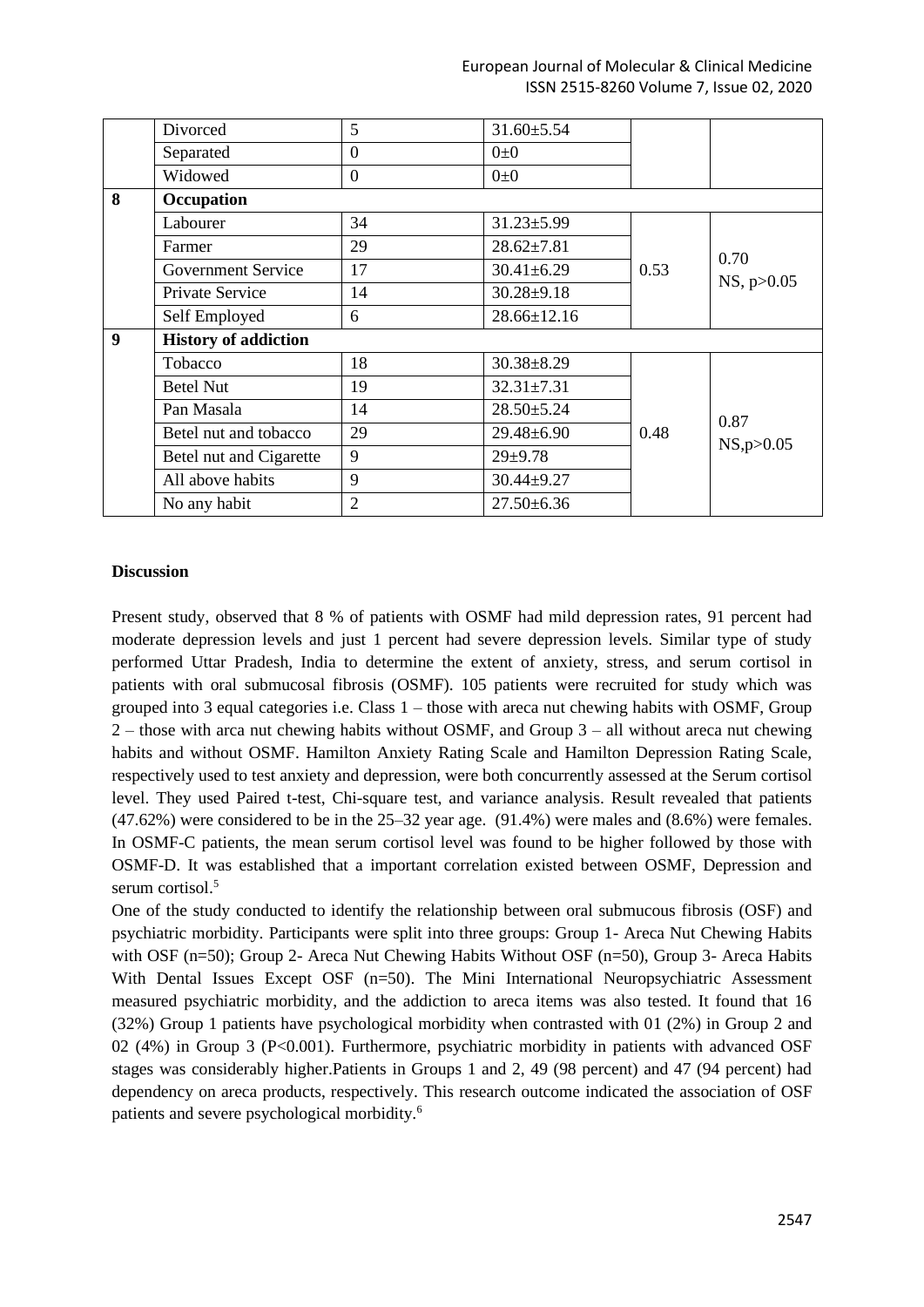|  | Divorced | 5 | 31.60±5.54 |  |  |
| --- | --- | --- | --- | --- | --- |
|  | Separated | 0 | 0±0 |  |  |
|  | Widowed | 0 | 0±0 |  |  |
| **8** | **Occupation** |  |  |  |  |
|  | Labourer | 34 | 31.23±5.99 | 0.53 | 0.70 NS, p>0.05 |
|  | Farmer | 29 | 28.62±7.81 |  |  |
|  | Government Service | 17 | 30.41±6.29 |  |  |
|  | Private Service | 14 | 30.28±9.18 |  |  |
|  | Self Employed | 6 | 28.66±12.16 |  |  |
| **9** | **History of addiction** |  |  |  |  |
|  | Tobacco | 18 | 30.38±8.29 | 0.48 | 0.87 NS,p>0.05 |
|  | Betel Nut | 19 | 32.31±7.31 |  |  |
|  | Pan Masala | 14 | 28.50±5.24 |  |  |
|  | Betel nut and tobacco | 29 | 29.48±6.90 |  |  |
|  | Betel nut and Cigarette | 9 | 29±9.78 |  |  |
|  | All above habits | 9 | 30.44±9.27 |  |  |
|  | No any habit | 2 | 27.50±6.36 |  |  |

**Discussion**

Present study, observed that 8 % of patients with OSMF had mild depression rates, 91 percent had moderate depression levels and just 1 percent had severe depression levels. Similar type of study performed Uttar Pradesh, India to determine the extent of anxiety, stress, and serum cortisol in patients with oral submucosal fibrosis (OSMF). 105 patients were recruited for study which was grouped into 3 equal categories i.e. Class 1 – those with areca nut chewing habits with OSMF, Group 2 – those with arca nut chewing habits without OSMF, and Group 3 – all without areca nut chewing habits and without OSMF. Hamilton Anxiety Rating Scale and Hamilton Depression Rating Scale, respectively used to test anxiety and depression, were both concurrently assessed at the Serum cortisol level. They used Paired t-test, Chi-square test, and variance analysis. Result revealed that patients (47.62%) were considered to be in the 25–32 year age. (91.4%) were males and (8.6%) were females. In OSMF-C patients, the mean serum cortisol level was found to be higher followed by those with OSMF-D. It was established that a important correlation existed between OSMF, Depression and serum cortisol.[5]

One of the study conducted to identify the relationship between oral submucous fibrosis (OSF) and psychiatric morbidity. Participants were split into three groups: Group 1- Areca Nut Chewing Habits with OSF (n=50); Group 2- Areca Nut Chewing Habits Without OSF (n=50), Group 3- Areca Habits With Dental Issues Except OSF (n=50). The Mini International Neuropsychiatric Assessment measured psychiatric morbidity, and the addiction to areca items was also tested. It found that 16 (32%) Group 1 patients have psychological morbidity when contrasted with 01 (2%) in Group 2 and 02 (4%) in Group 3 (P<0.001). Furthermore, psychiatric morbidity in patients with advanced OSF stages was considerably higher.Patients in Groups 1 and 2, 49 (98 percent) and 47 (94 percent) had dependency on areca products, respectively. This research outcome indicated the association of OSF patients and severe psychological morbidity.[6]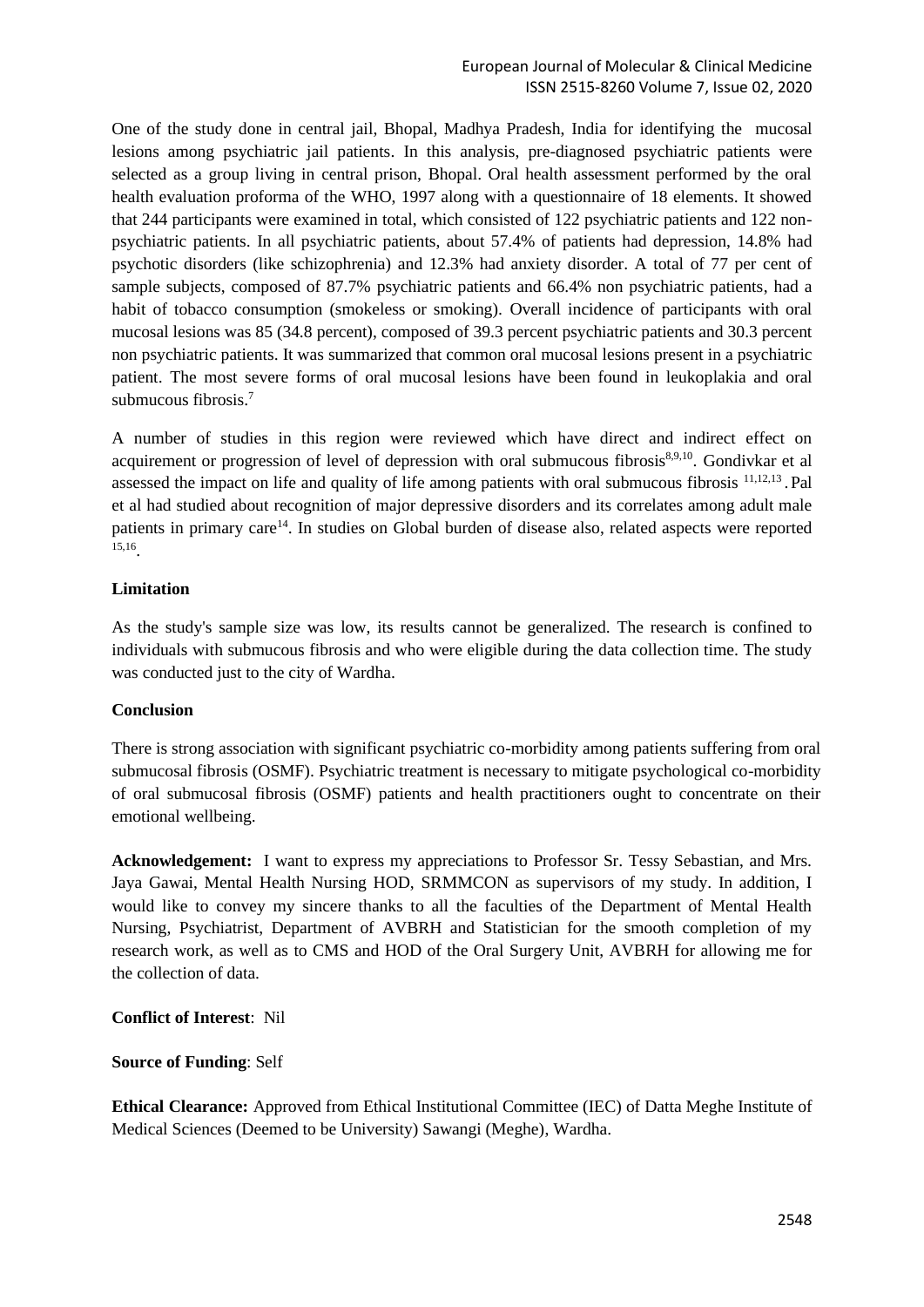One of the study done in central jail, Bhopal, Madhya Pradesh, India for identifying the mucosal lesions among psychiatric jail patients. In this analysis, pre-diagnosed psychiatric patients were selected as a group living in central prison, Bhopal. Oral health assessment performed by the oral health evaluation proforma of the WHO, 1997 along with a questionnaire of 18 elements. It showed that 244 participants were examined in total, which consisted of 122 psychiatric patients and 122 non-psychiatric patients. In all psychiatric patients, about 57.4% of patients had depression, 14.8% had psychotic disorders (like schizophrenia) and 12.3% had anxiety disorder. A total of 77 per cent of sample subjects, composed of 87.7% psychiatric patients and 66.4% non psychiatric patients, had a habit of tobacco consumption (smokeless or smoking). Overall incidence of participants with oral mucosal lesions was 85 (34.8 percent), composed of 39.3 percent psychiatric patients and 30.3 percent non psychiatric patients. It was summarized that common oral mucosal lesions present in a psychiatric patient. The most severe forms of oral mucosal lesions have been found in leukoplakia and oral submucous fibrosis.[7]

A number of studies in this region were reviewed which have direct and indirect effect on acquirement or progression of level of depression with oral submucous fibrosis[8,9,10]. Gondivkar et al assessed the impact on life and quality of life among patients with oral submucous fibrosis [11,12,13]. Pal et al had studied about recognition of major depressive disorders and its correlates among adult male patients in primary care[14]. In studies on Global burden of disease also, related aspects were reported [15,16].

**Limitation**

As the study's sample size was low, its results cannot be generalized. The research is confined to individuals with submucous fibrosis and who were eligible during the data collection time. The study was conducted just to the city of Wardha.

**Conclusion**

There is strong association with significant psychiatric co-morbidity among patients suffering from oral submucosal fibrosis (OSMF). Psychiatric treatment is necessary to mitigate psychological co-morbidity of oral submucosal fibrosis (OSMF) patients and health practitioners ought to concentrate on their emotional wellbeing.

**Acknowledgement:** I want to express my appreciations to Professor Sr. Tessy Sebastian, and Mrs. Jaya Gawai, Mental Health Nursing HOD, SRMMCON as supervisors of my study. In addition, I would like to convey my sincere thanks to all the faculties of the Department of Mental Health Nursing, Psychiatrist, Department of AVBRH and Statistician for the smooth completion of my research work, as well as to CMS and HOD of the Oral Surgery Unit, AVBRH for allowing me for the collection of data.

**Conflict of Interest**: Nil

**Source of Funding**: Self

**Ethical Clearance:** Approved from Ethical Institutional Committee (IEC) of Datta Meghe Institute of Medical Sciences (Deemed to be University) Sawangi (Meghe), Wardha.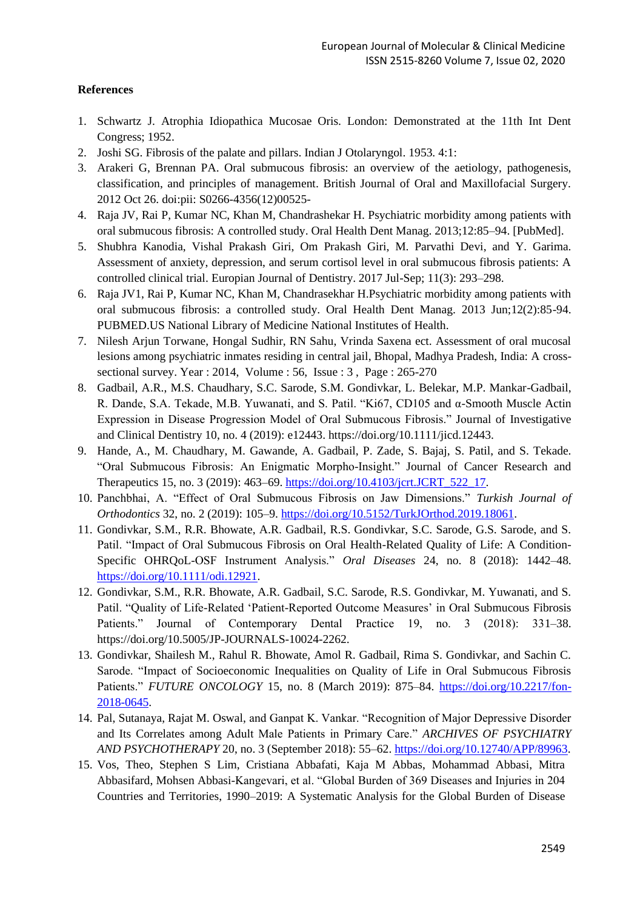**References**

1. Schwartz J. Atrophia Idiopathica Mucosae Oris. London: Demonstrated at the 11th Int Dent Congress; 1952.
2. Joshi SG. Fibrosis of the palate and pillars. Indian J Otolaryngol. 1953. 4:1:
3. Arakeri G, Brennan PA. Oral submucous fibrosis: an overview of the aetiology, pathogenesis, classification, and principles of management. British Journal of Oral and Maxillofacial Surgery. 2012 Oct 26. doi:pii: S0266-4356(12)00525-
4. Raja JV, Rai P, Kumar NC, Khan M, Chandrashekar H. Psychiatric morbidity among patients with oral submucous fibrosis: A controlled study. Oral Health Dent Manag. 2013;12:85–94. [PubMed].
5. Shubhra Kanodia, Vishal Prakash Giri, Om Prakash Giri, M. Parvathi Devi, and Y. Garima. Assessment of anxiety, depression, and serum cortisol level in oral submucous fibrosis patients: A controlled clinical trial. Europian Journal of Dentistry. 2017 Jul-Sep; 11(3): 293–298.
6. Raja JV1, Rai P, Kumar NC, Khan M, Chandrasekhar H.Psychiatric morbidity among patients with oral submucous fibrosis: a controlled study. Oral Health Dent Manag. 2013 Jun;12(2):85-94. PUBMED.US National Library of Medicine National Institutes of Health.
7. Nilesh Arjun Torwane, Hongal Sudhir, RN Sahu, Vrinda Saxena ect. Assessment of oral mucosal lesions among psychiatric inmates residing in central jail, Bhopal, Madhya Pradesh, India: A cross-sectional survey. Year : 2014, Volume : 56, Issue : 3 , Page : 265-270
8. Gadbail, A.R., M.S. Chaudhary, S.C. Sarode, S.M. Gondivkar, L. Belekar, M.P. Mankar-Gadbail, R. Dande, S.A. Tekade, M.B. Yuwanati, and S. Patil. "Ki67, CD105 and α-Smooth Muscle Actin Expression in Disease Progression Model of Oral Submucous Fibrosis." Journal of Investigative and Clinical Dentistry 10, no. 4 (2019): e12443. https://doi.org/10.1111/jicd.12443.
9. Hande, A., M. Chaudhary, M. Gawande, A. Gadbail, P. Zade, S. Bajaj, S. Patil, and S. Tekade. "Oral Submucous Fibrosis: An Enigmatic Morpho-Insight." Journal of Cancer Research and Therapeutics 15, no. 3 (2019): 463–69. https://doi.org/10.4103/jcrt.JCRT_522_17.
10. Panchbhai, A. "Effect of Oral Submucous Fibrosis on Jaw Dimensions." *Turkish Journal of Orthodontics* 32, no. 2 (2019): 105–9. https://doi.org/10.5152/TurkJOrthod.2019.18061.
11. Gondivkar, S.M., R.R. Bhowate, A.R. Gadbail, R.S. Gondivkar, S.C. Sarode, G.S. Sarode, and S. Patil. "Impact of Oral Submucous Fibrosis on Oral Health-Related Quality of Life: A Condition-Specific OHRQoL-OSF Instrument Analysis." *Oral Diseases* 24, no. 8 (2018): 1442–48. https://doi.org/10.1111/odi.12921.
12. Gondivkar, S.M., R.R. Bhowate, A.R. Gadbail, S.C. Sarode, R.S. Gondivkar, M. Yuwanati, and S. Patil. "Quality of Life-Related 'Patient-Reported Outcome Measures' in Oral Submucous Fibrosis Patients." Journal of Contemporary Dental Practice 19, no. 3 (2018): 331–38. https://doi.org/10.5005/JP-JOURNALS-10024-2262.
13. Gondivkar, Shailesh M., Rahul R. Bhowate, Amol R. Gadbail, Rima S. Gondivkar, and Sachin C. Sarode. "Impact of Socioeconomic Inequalities on Quality of Life in Oral Submucous Fibrosis Patients." *FUTURE ONCOLOGY* 15, no. 8 (March 2019): 875–84. https://doi.org/10.2217/fon-2018-0645.
14. Pal, Sutanaya, Rajat M. Oswal, and Ganpat K. Vankar. "Recognition of Major Depressive Disorder and Its Correlates among Adult Male Patients in Primary Care." *ARCHIVES OF PSYCHIATRY AND PSYCHOTHERAPY* 20, no. 3 (September 2018): 55–62. https://doi.org/10.12740/APP/89963.
15. Vos, Theo, Stephen S Lim, Cristiana Abbafati, Kaja M Abbas, Mohammad Abbasi, Mitra Abbasifard, Mohsen Abbasi-Kangevari, et al. "Global Burden of 369 Diseases and Injuries in 204 Countries and Territories, 1990–2019: A Systematic Analysis for the Global Burden of Disease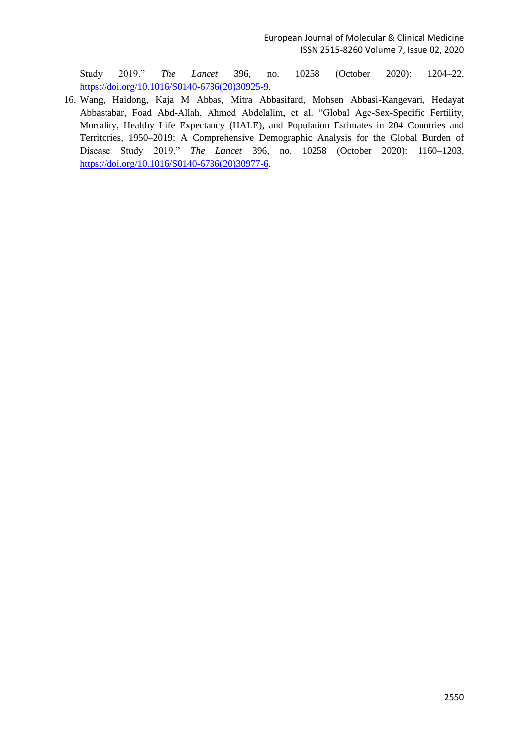Study 2019." *The Lancet* 396, no. 10258 (October 2020): 1204–22. https://doi.org/10.1016/S0140-6736(20)30925-9.

16. Wang, Haidong, Kaja M Abbas, Mitra Abbasifard, Mohsen Abbasi-Kangevari, Hedayat Abbastabar, Foad Abd-Allah, Ahmed Abdelalim, et al. "Global Age-Sex-Specific Fertility, Mortality, Healthy Life Expectancy (HALE), and Population Estimates in 204 Countries and Territories, 1950–2019: A Comprehensive Demographic Analysis for the Global Burden of Disease Study 2019." *The Lancet* 396, no. 10258 (October 2020): 1160–1203. https://doi.org/10.1016/S0140-6736(20)30977-6.